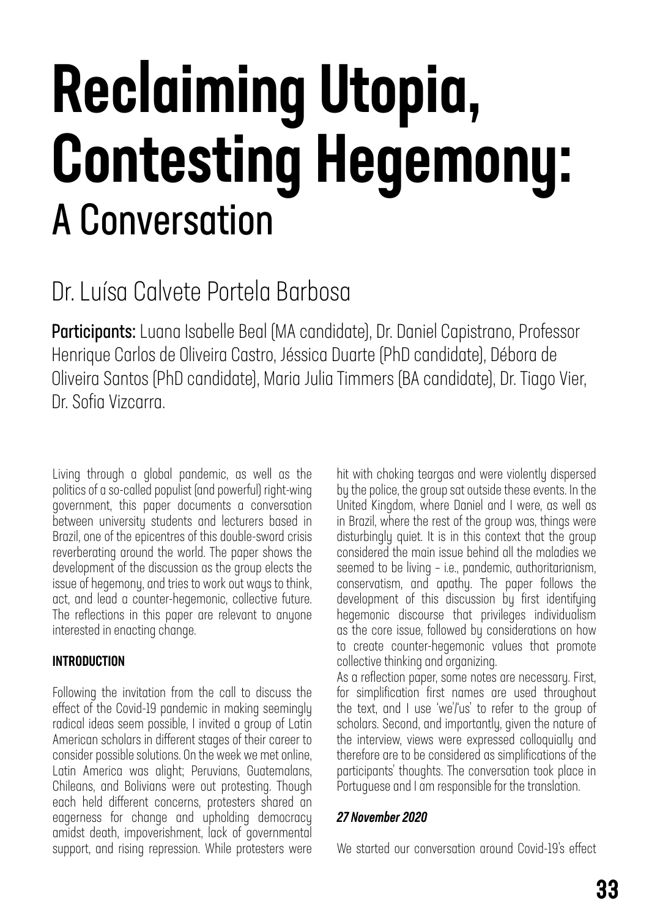# Reclaiming Utopia, Contesting Hegemony:
## A Conversation

### Dr. Luísa Calvete Portela Barbosa

**Participants:** Luana Isabelle Beal (MA candidate), Dr. Daniel Capistrano, Professor Henrique Carlos de Oliveira Castro, Jéssica Duarte (PhD candidate), Débora de Oliveira Santos (PhD candidate), Maria Julia Timmers (BA candidate), Dr. Tiago Vier, Dr. Sofia Vizcarra.

Living through a global pandemic, as well as the politics of a so-called populist (and powerful) right-wing government, this paper documents a conversation between university students and lecturers based in Brazil, one of the epicentres of this double-sword crisis reverberating around the world. The paper shows the development of the discussion as the group elects the issue of hegemony, and tries to work out ways to think, act, and lead a counter-hegemonic, collective future. The reflections in this paper are relevant to anyone interested in enacting change.

#### INTRODUCTION

Following the invitation from the call to discuss the effect of the Covid-19 pandemic in making seemingly radical ideas seem possible, I invited a group of Latin American scholars in different stages of their career to consider possible solutions. On the week we met online, Latin America was alight; Peruvians, Guatemalans, Chileans, and Bolivians were out protesting. Though each held different concerns, protesters shared an eagerness for change and upholding democracy amidst death, impoverishment, lack of governmental support, and rising repression. While protesters were hit with choking teargas and were violently dispersed by the police, the group sat outside these events. In the United Kingdom, where Daniel and I were, as well as in Brazil, where the rest of the group was, things were disturbingly quiet. It is in this context that the group considered the main issue behind all the maladies we seemed to be living – i.e., pandemic, authoritarianism, conservatism, and apathy. The paper follows the development of this discussion by first identifying hegemonic discourse that privileges individualism as the core issue, followed by considerations on how to create counter-hegemonic values that promote collective thinking and organizing.

As a reflection paper, some notes are necessary. First, for simplification first names are used throughout the text, and I use 'we'/'us' to refer to the group of scholars. Second, and importantly, given the nature of the interview, views were expressed colloquially and therefore are to be considered as simplifications of the participants' thoughts. The conversation took place in Portuguese and I am responsible for the translation.

***27 November 2020***

We started our conversation around Covid-19's effect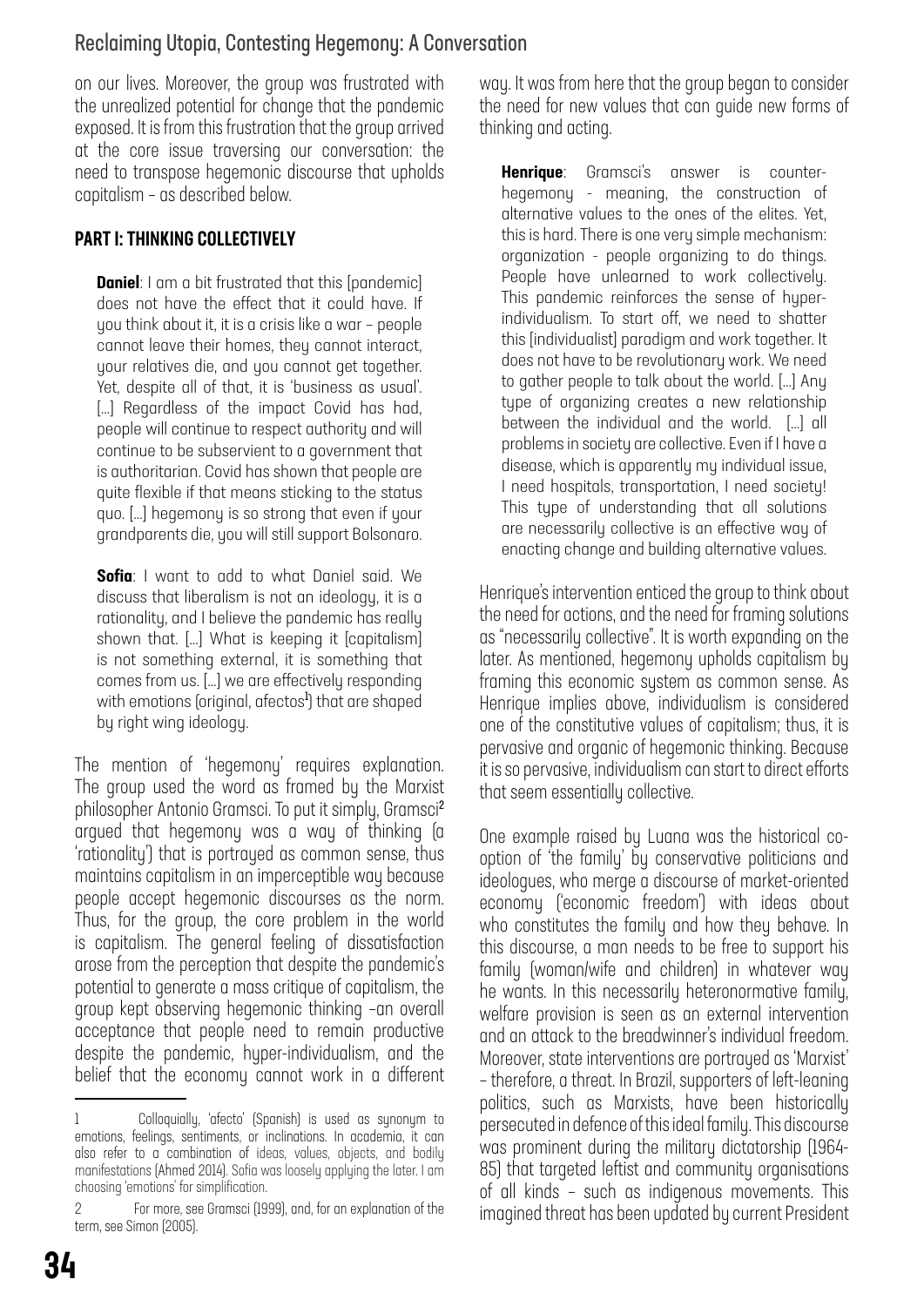on our lives. Moreover, the group was frustrated with the unrealized potential for change that the pandemic exposed. It is from this frustration that the group arrived at the core issue traversing our conversation: the need to transpose hegemonic discourse that upholds capitalism – as described below.

## PART I: THINKING COLLECTIVELY

> **Daniel**: I am a bit frustrated that this [pandemic] does not have the effect that it could have. If you think about it, it is a crisis like a war – people cannot leave their homes, they cannot interact, your relatives die, and you cannot get together. Yet, despite all of that, it is 'business as usual'. [...] Regardless of the impact Covid has had, people will continue to respect authority and will continue to be subservient to a government that is authoritarian. Covid has shown that people are quite flexible if that means sticking to the status quo. [...] hegemony is so strong that even if your grandparents die, you will still support Bolsonaro.

> **Sofia**: I want to add to what Daniel said. We discuss that liberalism is not an ideology, it is a rationality, and I believe the pandemic has really shown that. [...] What is keeping it [capitalism] is not something external, it is something that comes from us. [...] we are effectively responding with emotions (original, afectos[1]) that are shaped by right wing ideology.

The mention of 'hegemony' requires explanation. The group used the word as framed by the Marxist philosopher Antonio Gramsci. To put it simply, Gramsci[2] argued that hegemony was a way of thinking (a 'rationality') that is portrayed as common sense, thus maintains capitalism in an imperceptible way because people accept hegemonic discourses as the norm. Thus, for the group, the core problem in the world is capitalism. The general feeling of dissatisfaction arose from the perception that despite the pandemic's potential to generate a mass critique of capitalism, the group kept observing hegemonic thinking –an overall acceptance that people need to remain productive despite the pandemic, hyper-individualism, and the belief that the economy cannot work in a different way. It was from here that the group began to consider the need for new values that can guide new forms of thinking and acting.

> **Henrique**: Gramsci's answer is counter-hegemony - meaning, the construction of alternative values to the ones of the elites. Yet, this is hard. There is one very simple mechanism: organization - people organizing to do things. People have unlearned to work collectively. This pandemic reinforces the sense of hyper-individualism. To start off, we need to shatter this [individualist] paradigm and work together. It does not have to be revolutionary work. We need to gather people to talk about the world. [...] Any type of organizing creates a new relationship between the individual and the world. [...] all problems in society are collective. Even if I have a disease, which is apparently my individual issue, I need hospitals, transportation, I need society! This type of understanding that all solutions are necessarily collective is an effective way of enacting change and building alternative values.

Henrique's intervention enticed the group to think about the need for actions, and the need for framing solutions as "necessarily collective". It is worth expanding on the later. As mentioned, hegemony upholds capitalism by framing this economic system as common sense. As Henrique implies above, individualism is considered one of the constitutive values of capitalism; thus, it is pervasive and organic of hegemonic thinking. Because it is so pervasive, individualism can start to direct efforts that seem essentially collective.

One example raised by Luana was the historical co-option of 'the family' by conservative politicians and ideologues, who merge a discourse of market-oriented economy ('economic freedom') with ideas about who constitutes the family and how they behave. In this discourse, a man needs to be free to support his family (woman/wife and children) in whatever way he wants. In this necessarily heteronormative family, welfare provision is seen as an external intervention and an attack to the breadwinner's individual freedom. Moreover, state interventions are portrayed as 'Marxist' – therefore, a threat. In Brazil, supporters of left-leaning politics, such as Marxists, have been historically persecuted in defence of this ideal family. This discourse was prominent during the military dictatorship (1964-85) that targeted leftist and community organisations of all kinds – such as indigenous movements. This imagined threat has been updated by current President

---

1 Colloquially, 'afecto' (Spanish) is used as synonym to emotions, feelings, sentiments, or inclinations. In academia, it can also refer to a combination of ideas, values, objects, and bodily manifestations (Ahmed 2014). Sofia was loosely applying the later. I am choosing 'emotions' for simplification.

2 For more, see Gramsci (1999), and, for an explanation of the term, see Simon (2005).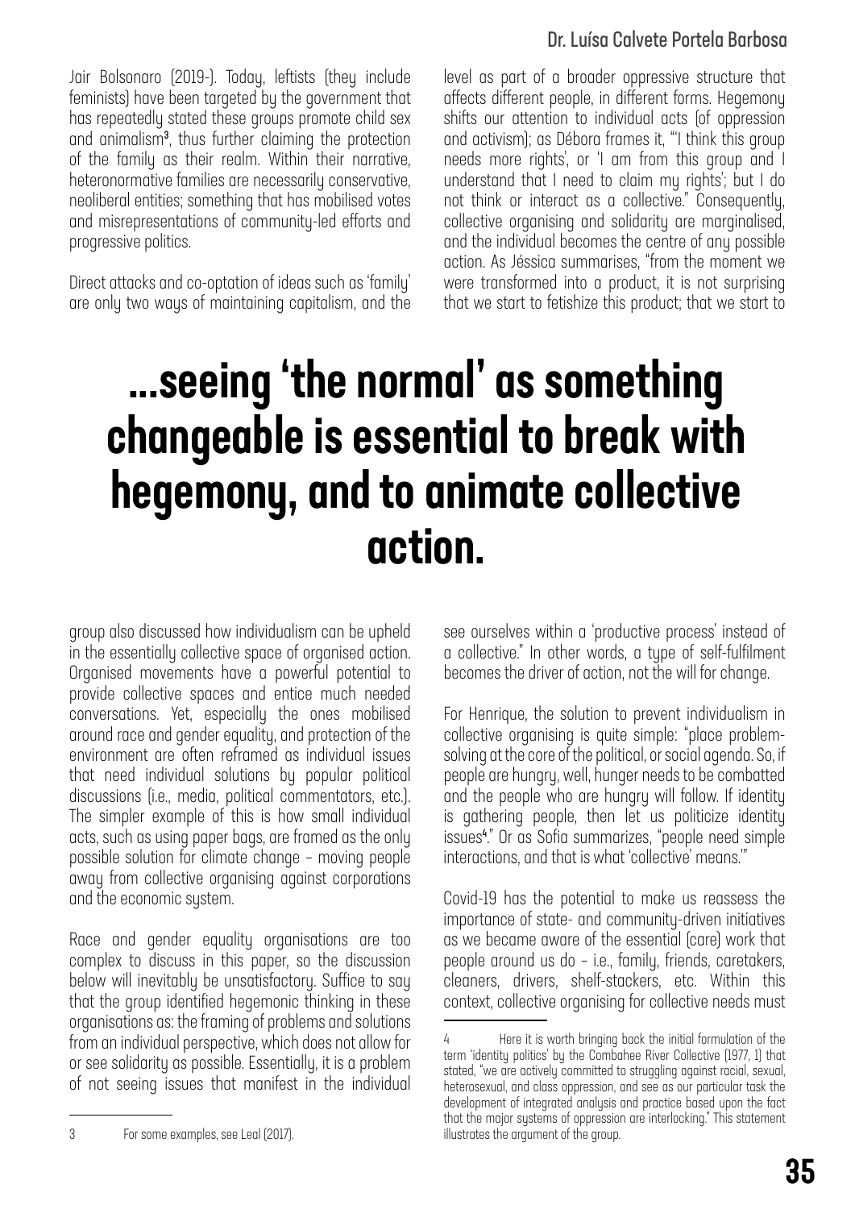Jair Bolsonaro (2019-). Today, leftists (they include feminists) have been targeted by the government that has repeatedly stated these groups promote child sex and animalism[3], thus further claiming the protection of the family as their realm. Within their narrative, heteronormative families are necessarily conservative, neoliberal entities; something that has mobilised votes and misrepresentations of community-led efforts and progressive politics.

Direct attacks and co-optation of ideas such as 'family' are only two ways of maintaining capitalism, and the group also discussed how individualism can be upheld in the essentially collective space of organised action. Organised movements have a powerful potential to provide collective spaces and entice much needed conversations. Yet, especially the ones mobilised around race and gender equality, and protection of the environment are often reframed as individual issues that need individual solutions by popular political discussions (i.e., media, political commentators, etc.). The simpler example of this is how small individual acts, such as using paper bags, are framed as the only possible solution for climate change – moving people away from collective organising against corporations and the economic system.

Race and gender equality organisations are too complex to discuss in this paper, so the discussion below will inevitably be unsatisfactory. Suffice to say that the group identified hegemonic thinking in these organisations as: the framing of problems and solutions from an individual perspective, which does not allow for or see solidarity as possible. Essentially, it is a problem of not seeing issues that manifest in the individual level as part of a broader oppressive structure that affects different people, in different forms. Hegemony shifts our attention to individual acts (of oppression and activism); as Débora frames it, "'I think this group needs more rights', or 'I am from this group and I understand that I need to claim my rights'; but I do not think or interact as a collective." Consequently, collective organising and solidarity are marginalised, and the individual becomes the centre of any possible action. As Jéssica summarises, "from the moment we were transformed into a product, it is not surprising that we start to fetishize this product; that we start to see ourselves within a 'productive process' instead of a collective." In other words, a type of self-fulfilment becomes the driver of action, not the will for change.

## ...seeing 'the normal' as something changeable is essential to break with hegemony, and to animate collective action.

For Henrique, the solution to prevent individualism in collective organising is quite simple: "place problem-solving at the core of the political, or social agenda. So, if people are hungry, well, hunger needs to be combatted and the people who are hungry will follow. If identity is gathering people, then let us politicize identity issues[4]." Or as Sofia summarizes, "people need simple interactions, and that is what 'collective' means.'"

Covid-19 has the potential to make us reassess the importance of state- and community-driven initiatives as we became aware of the essential (care) work that people around us do – i.e., family, friends, caretakers, cleaners, drivers, shelf-stackers, etc. Within this context, collective organising for collective needs must

---

[3] For some examples, see Leal (2017).

[4] Here it is worth bringing back the initial formulation of the term 'identity politics' by the Combahee River Collective (1977, 1) that stated, "we are actively committed to struggling against racial, sexual, heterosexual, and class oppression, and see as our particular task the development of integrated analysis and practice based upon the fact that the major systems of oppression are interlocking." This statement illustrates the argument of the group.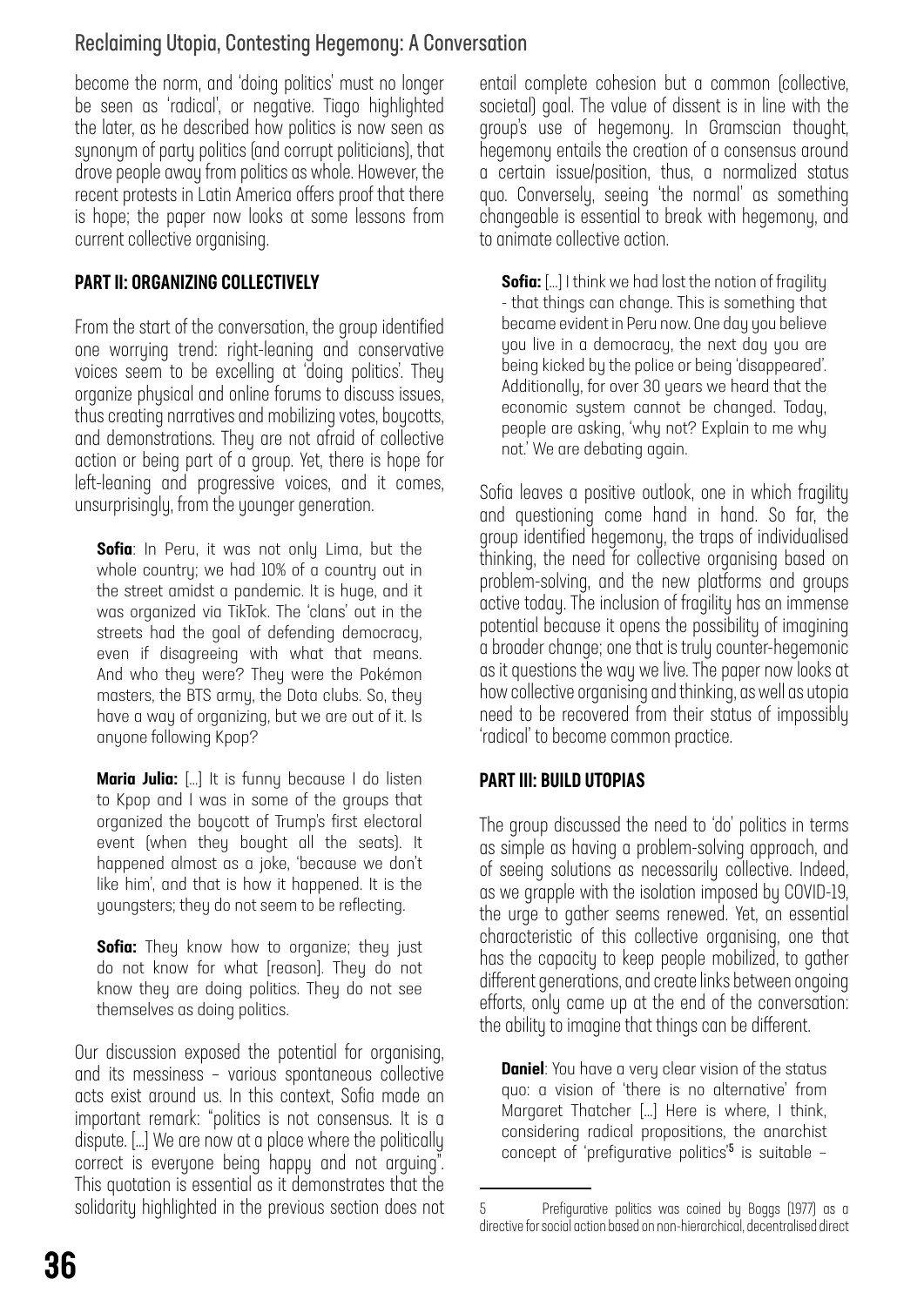become the norm, and 'doing politics' must no longer be seen as 'radical', or negative. Tiago highlighted the later, as he described how politics is now seen as synonym of party politics (and corrupt politicians), that drove people away from politics as whole. However, the recent protests in Latin America offers proof that there is hope; the paper now looks at some lessons from current collective organising.

## PART II: ORGANIZING COLLECTIVELY

From the start of the conversation, the group identified one worrying trend: right-leaning and conservative voices seem to be excelling at 'doing politics'. They organize physical and online forums to discuss issues, thus creating narratives and mobilizing votes, boycotts, and demonstrations. They are not afraid of collective action or being part of a group. Yet, there is hope for left-leaning and progressive voices, and it comes, unsurprisingly, from the younger generation.

> **Sofia**: In Peru, it was not only Lima, but the whole country; we had 10% of a country out in the street amidst a pandemic. It is huge, and it was organized via TikTok. The 'clans' out in the streets had the goal of defending democracy, even if disagreeing with what that means. And who they were? They were the Pokémon masters, the BTS army, the Dota clubs. So, they have a way of organizing, but we are out of it. Is anyone following Kpop?

> **Maria Julia:** [...] It is funny because I do listen to Kpop and I was in some of the groups that organized the boycott of Trump's first electoral event (when they bought all the seats). It happened almost as a joke, 'because we don't like him', and that is how it happened. It is the youngsters; they do not seem to be reflecting.

> **Sofia:** They know how to organize; they just do not know for what [reason]. They do not know they are doing politics. They do not see themselves as doing politics.

Our discussion exposed the potential for organising, and its messiness – various spontaneous collective acts exist around us. In this context, Sofia made an important remark: "politics is not consensus. It is a dispute. [...] We are now at a place where the politically correct is everyone being happy and not arguing". This quotation is essential as it demonstrates that the solidarity highlighted in the previous section does not entail complete cohesion but a common (collective, societal) goal. The value of dissent is in line with the group's use of hegemony. In Gramscian thought, hegemony entails the creation of a consensus around a certain issue/position, thus, a normalized status quo. Conversely, seeing 'the normal' as something changeable is essential to break with hegemony, and to animate collective action.

> **Sofia:** [...] I think we had lost the notion of fragility - that things can change. This is something that became evident in Peru now. One day you believe you live in a democracy, the next day you are being kicked by the police or being 'disappeared'. Additionally, for over 30 years we heard that the economic system cannot be changed. Today, people are asking, 'why not? Explain to me why not.' We are debating again.

Sofia leaves a positive outlook, one in which fragility and questioning come hand in hand. So far, the group identified hegemony, the traps of individualised thinking, the need for collective organising based on problem-solving, and the new platforms and groups active today. The inclusion of fragility has an immense potential because it opens the possibility of imagining a broader change; one that is truly counter-hegemonic as it questions the way we live. The paper now looks at how collective organising and thinking, as well as utopia need to be recovered from their status of impossibly 'radical' to become common practice.

## PART III: BUILD UTOPIAS

The group discussed the need to 'do' politics in terms as simple as having a problem-solving approach, and of seeing solutions as necessarily collective. Indeed, as we grapple with the isolation imposed by COVID-19, the urge to gather seems renewed. Yet, an essential characteristic of this collective organising, one that has the capacity to keep people mobilized, to gather different generations, and create links between ongoing efforts, only came up at the end of the conversation: the ability to imagine that things can be different.

> **Daniel**: You have a very clear vision of the status quo: a vision of 'there is no alternative' from Margaret Thatcher [...] Here is where, I think, considering radical propositions, the anarchist concept of 'prefigurative politics'[5] is suitable –

---

5 Prefigurative politics was coined by Boggs (1977) as a directive for social action based on non-hierarchical, decentralised direct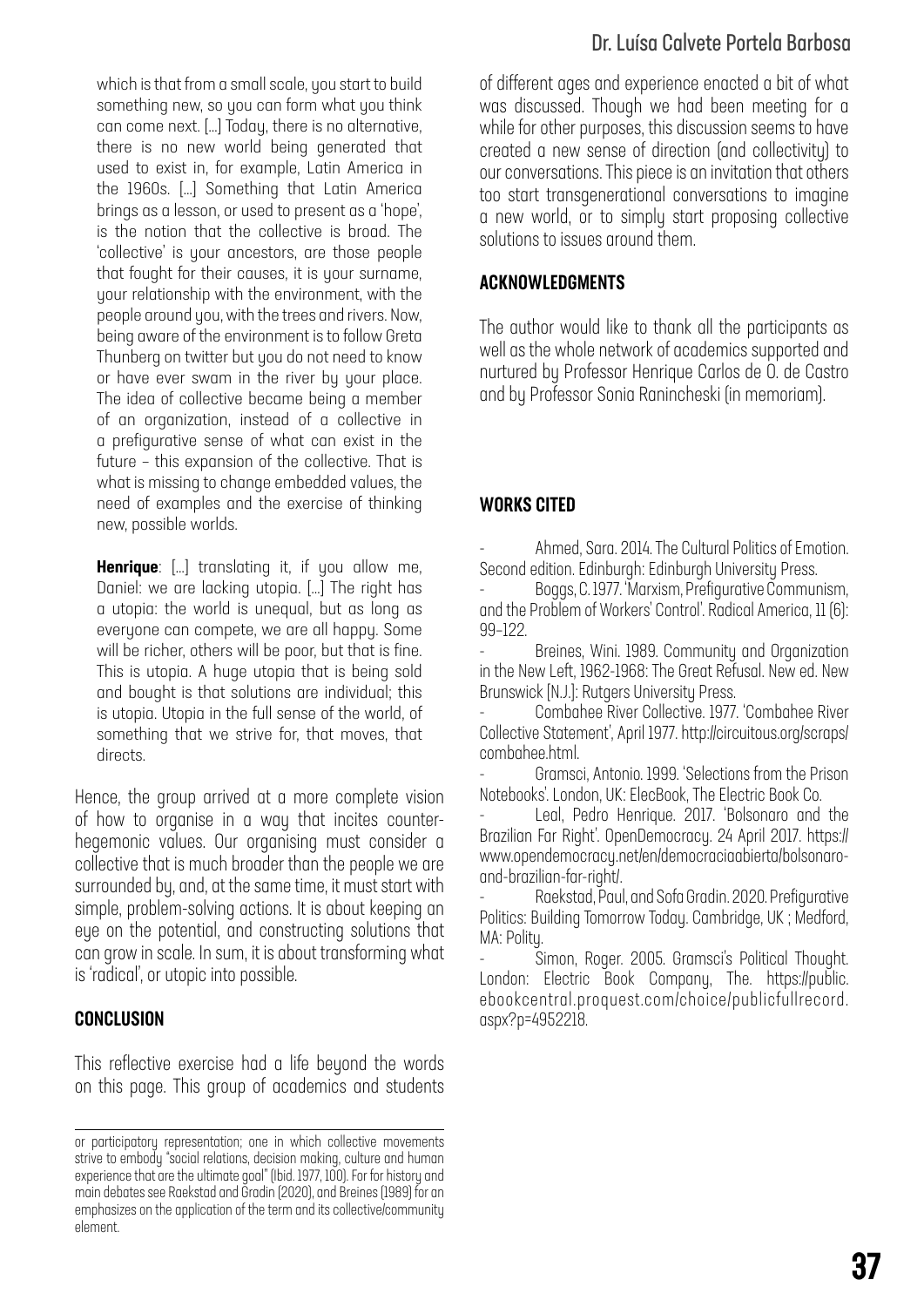which is that from a small scale, you start to build something new, so you can form what you think can come next. [...] Today, there is no alternative, there is no new world being generated that used to exist in, for example, Latin America in the 1960s. [...] Something that Latin America brings as a lesson, or used to present as a 'hope', is the notion that the collective is broad. The 'collective' is your ancestors, are those people that fought for their causes, it is your surname, your relationship with the environment, with the people around you, with the trees and rivers. Now, being aware of the environment is to follow Greta Thunberg on twitter but you do not need to know or have ever swam in the river by your place. The idea of collective became being a member of an organization, instead of a collective in a prefigurative sense of what can exist in the future – this expansion of the collective. That is what is missing to change embedded values, the need of examples and the exercise of thinking new, possible worlds.

> **Henrique**: [...] translating it, if you allow me, Daniel: we are lacking utopia. [...] The right has a utopia: the world is unequal, but as long as everyone can compete, we are all happy. Some will be richer, others will be poor, but that is fine. This is utopia. A huge utopia that is being sold and bought is that solutions are individual; this is utopia. Utopia in the full sense of the world, of something that we strive for, that moves, that directs.

Hence, the group arrived at a more complete vision of how to organise in a way that incites counter-hegemonic values. Our organising must consider a collective that is much broader than the people we are surrounded by, and, at the same time, it must start with simple, problem-solving actions. It is about keeping an eye on the potential, and constructing solutions that can grow in scale. In sum, it is about transforming what is 'radical', or utopic into possible.

## CONCLUSION

This reflective exercise had a life beyond the words on this page. This group of academics and students of different ages and experience enacted a bit of what was discussed. Though we had been meeting for a while for other purposes, this discussion seems to have created a new sense of direction (and collectivity) to our conversations. This piece is an invitation that others too start transgenerational conversations to imagine a new world, or to simply start proposing collective solutions to issues around them.

## ACKNOWLEDGMENTS

The author would like to thank all the participants as well as the whole network of academics supported and nurtured by Professor Henrique Carlos de O. de Castro and by Professor Sonia Ranincheski (in memoriam).

## WORKS CITED

- Ahmed, Sara. 2014. The Cultural Politics of Emotion. Second edition. Edinburgh: Edinburgh University Press.
- Boggs, C. 1977. 'Marxism, Prefigurative Communism, and the Problem of Workers' Control'. Radical America, 11 (6): 99–122.
- Breines, Wini. 1989. Community and Organization in the New Left, 1962-1968: The Great Refusal. New ed. New Brunswick [N.J.]: Rutgers University Press.
- Combahee River Collective. 1977. 'Combahee River Collective Statement', April 1977. http://circuitous.org/scraps/combahee.html.
- Gramsci, Antonio. 1999. 'Selections from the Prison Notebooks'. London, UK: ElecBook, The Electric Book Co.
- Leal, Pedro Henrique. 2017. 'Bolsonaro and the Brazilian Far Right'. OpenDemocracy. 24 April 2017. https://www.opendemocracy.net/en/democraciaabierta/bolsonaro-and-brazilian-far-right/.
- Raekstad, Paul, and Sofa Gradin. 2020. Prefigurative Politics: Building Tomorrow Today. Cambridge, UK ; Medford, MA: Polity.
- Simon, Roger. 2005. Gramsci's Political Thought. London: Electric Book Company, The. https://public.ebookcentral.proquest.com/choice/publicfullrecord.aspx?p=4952218.

---

or participatory representation; one in which collective movements strive to embody "social relations, decision making, culture and human experience that are the ultimate goal" (Ibid. 1977, 100). For for history and main debates see Raekstad and Gradin (2020), and Breines (1989) for an emphasizes on the application of the term and its collective/community element.